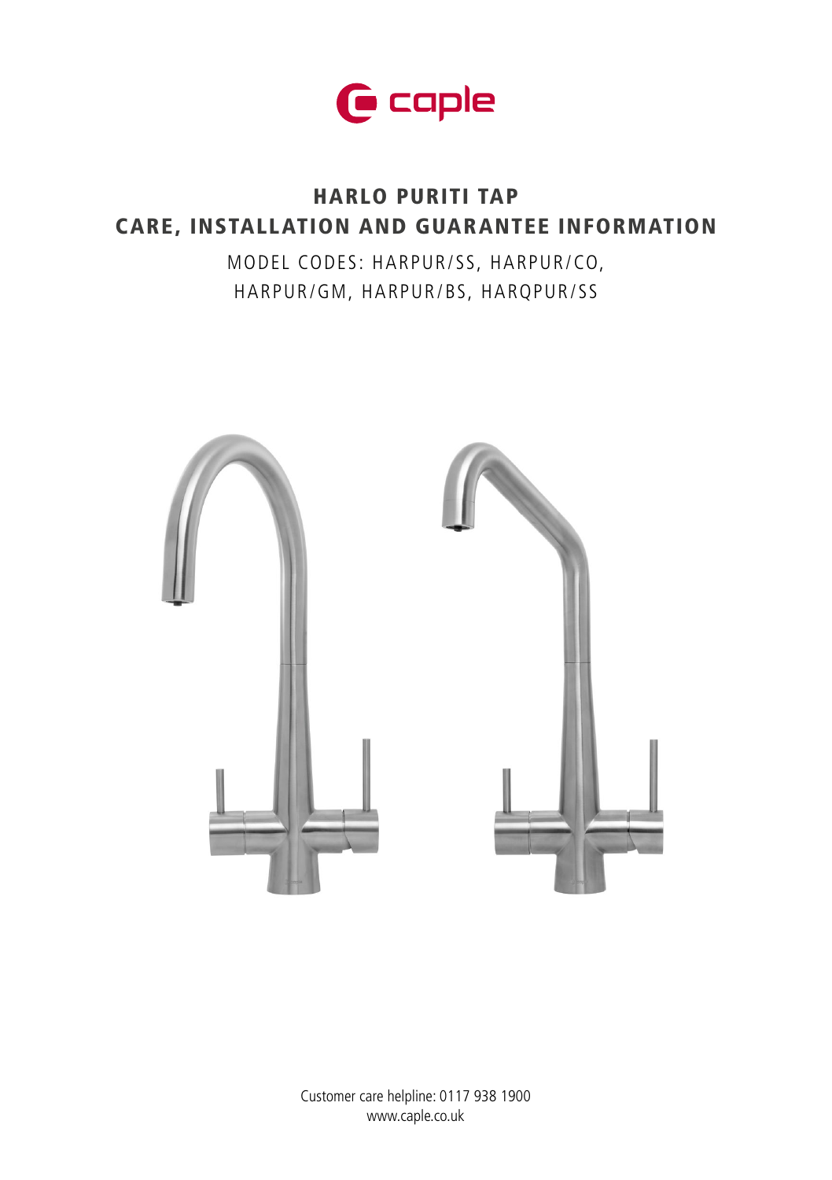caple

# HARLO PURITI TAP
# CARE, INSTALLATION AND GUARANTEE INFORMATION

MODEL CODES: HARPUR/SS, HARPUR/CO, HARPUR/GM, HARPUR/BS, HARQPUR/SS

Customer care helpline: 0117 938 1900
www.caple.co.uk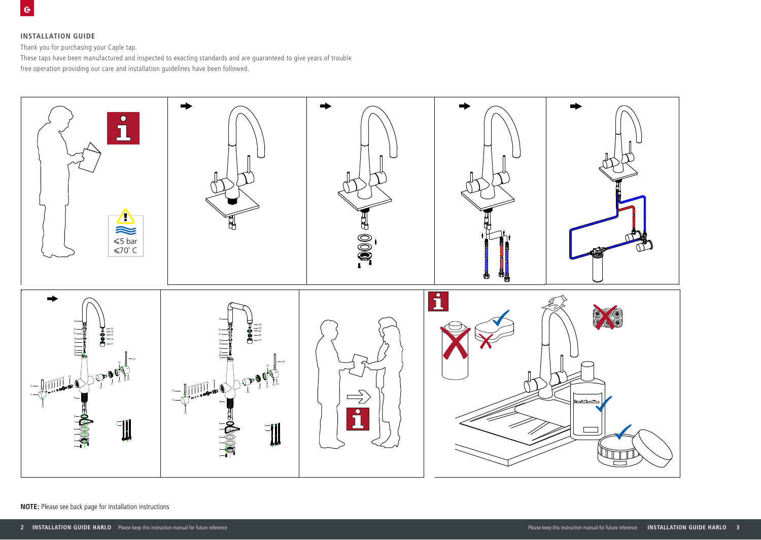## INSTALLATION GUIDE

Thank you for purchasing your Caple tap.

These taps have been manufactured and inspected to exacting standards and are guaranteed to give years of trouble free operation providing our care and installation guidelines have been followed.

⩽5 bar
⩽70° C

**NOTE:** Please see back page for installation instructions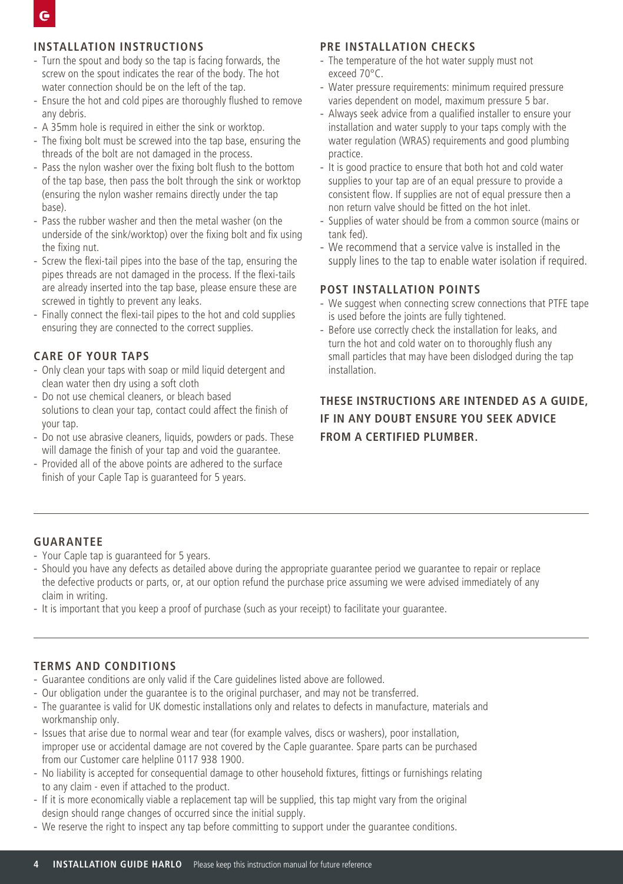## INSTALLATION INSTRUCTIONS

- Turn the spout and body so the tap is facing forwards, the screw on the spout indicates the rear of the body. The hot water connection should be on the left of the tap.
- Ensure the hot and cold pipes are thoroughly flushed to remove any debris.
- A 35mm hole is required in either the sink or worktop.
- The fixing bolt must be screwed into the tap base, ensuring the threads of the bolt are not damaged in the process.
- Pass the nylon washer over the fixing bolt flush to the bottom of the tap base, then pass the bolt through the sink or worktop (ensuring the nylon washer remains directly under the tap base).
- Pass the rubber washer and then the metal washer (on the underside of the sink/worktop) over the fixing bolt and fix using the fixing nut.
- Screw the flexi-tail pipes into the base of the tap, ensuring the pipes threads are not damaged in the process. If the flexi-tails are already inserted into the tap base, please ensure these are screwed in tightly to prevent any leaks.
- Finally connect the flexi-tail pipes to the hot and cold supplies ensuring they are connected to the correct supplies.

## CARE OF YOUR TAPS

- Only clean your taps with soap or mild liquid detergent and clean water then dry using a soft cloth
- Do not use chemical cleaners, or bleach based solutions to clean your tap, contact could affect the finish of your tap.
- Do not use abrasive cleaners, liquids, powders or pads. These will damage the finish of your tap and void the guarantee.
- Provided all of the above points are adhered to the surface finish of your Caple Tap is guaranteed for 5 years.

## PRE INSTALLATION CHECKS

- The temperature of the hot water supply must not exceed 70°C.
- Water pressure requirements: minimum required pressure varies dependent on model, maximum pressure 5 bar.
- Always seek advice from a qualified installer to ensure your installation and water supply to your taps comply with the water regulation (WRAS) requirements and good plumbing practice.
- It is good practice to ensure that both hot and cold water supplies to your tap are of an equal pressure to provide a consistent flow. If supplies are not of equal pressure then a non return valve should be fitted on the hot inlet.
- Supplies of water should be from a common source (mains or tank fed).
- We recommend that a service valve is installed in the supply lines to the tap to enable water isolation if required.

## POST INSTALLATION POINTS

- We suggest when connecting screw connections that PTFE tape is used before the joints are fully tightened.
- Before use correctly check the installation for leaks, and turn the hot and cold water on to thoroughly flush any small particles that may have been dislodged during the tap installation.

**THESE INSTRUCTIONS ARE INTENDED AS A GUIDE, IF IN ANY DOUBT ENSURE YOU SEEK ADVICE FROM A CERTIFIED PLUMBER.**

## GUARANTEE

- Your Caple tap is guaranteed for 5 years.
- Should you have any defects as detailed above during the appropriate guarantee period we guarantee to repair or replace the defective products or parts, or, at our option refund the purchase price assuming we were advised immediately of any claim in writing.
- It is important that you keep a proof of purchase (such as your receipt) to facilitate your guarantee.

## TERMS AND CONDITIONS

- Guarantee conditions are only valid if the Care guidelines listed above are followed.
- Our obligation under the guarantee is to the original purchaser, and may not be transferred.
- The guarantee is valid for UK domestic installations only and relates to defects in manufacture, materials and workmanship only.
- Issues that arise due to normal wear and tear (for example valves, discs or washers), poor installation, improper use or accidental damage are not covered by the Caple guarantee. Spare parts can be purchased from our Customer care helpline 0117 938 1900.
- No liability is accepted for consequential damage to other household fixtures, fittings or furnishings relating to any claim - even if attached to the product.
- If it is more economically viable a replacement tap will be supplied, this tap might vary from the original design should range changes of occurred since the initial supply.
- We reserve the right to inspect any tap before committing to support under the guarantee conditions.